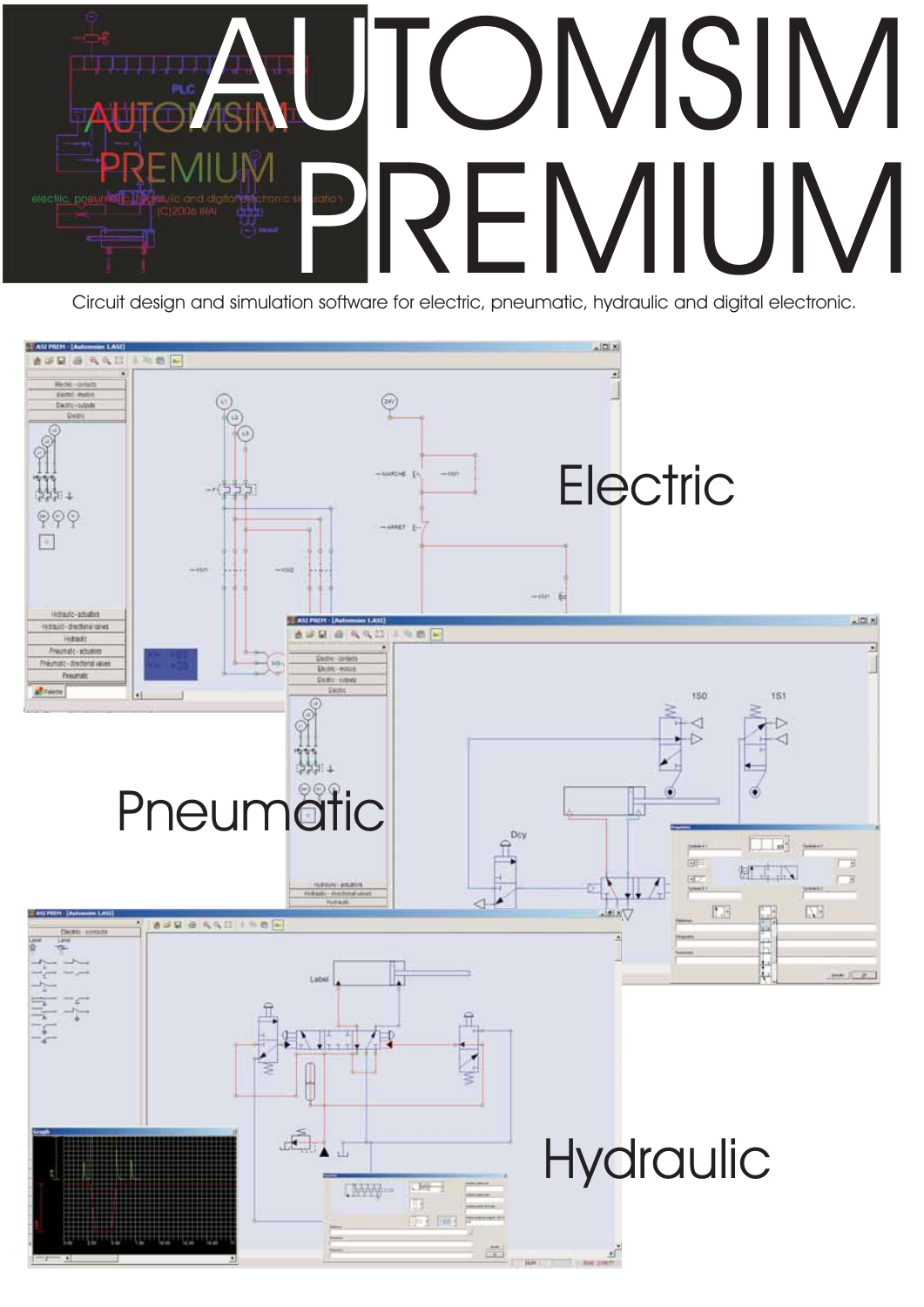# AUTOMSIM PREMIUM

Circuit design and simulation software for electric, pneumatic, hydraulic and digital electronic.

Electric

Pneumatic

Hydraulic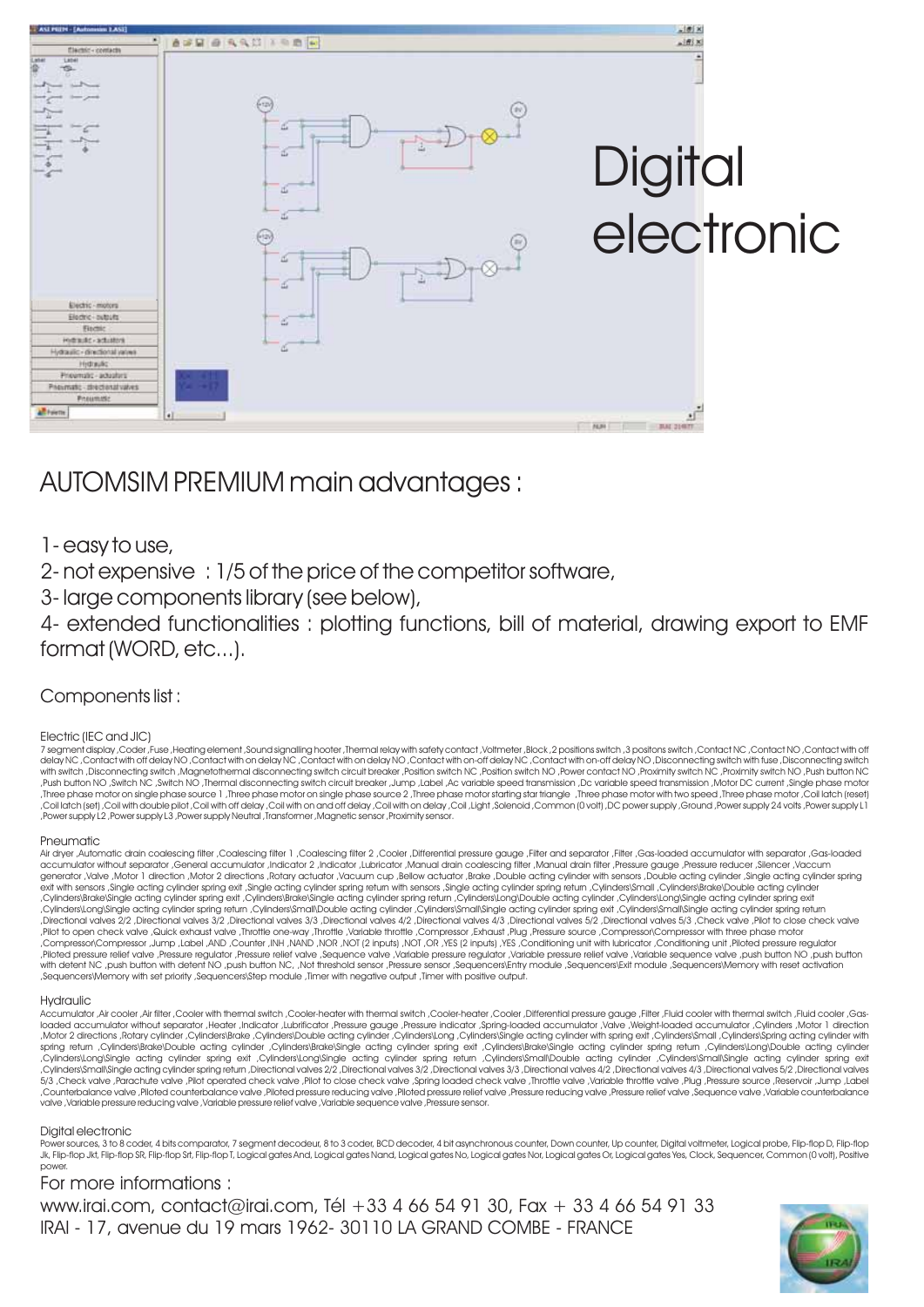# Digital electronic

## AUTOMSIM PREMIUM main advantages :

1- easy to use,

2- not expensive : 1/5 of the price of the competitor software,

3- large components library (see below),

4- extended functionalities : plotting functions, bill of material, drawing export to EMF format (WORD, etc...).

### Components list :

**Electric (IEC and JIC)**

7 segment display ,Coder ,Fuse ,Heating element ,Sound signalling hooter ,Thermal relay with safety contact ,Voltmeter ,Block ,2 positions switch ,3 positons switch ,Contact NC ,Contact NO ,Contact with off delay NC ,Contact with off delay NO ,Contact with on delay NC ,Contact with on delay NO ,Contact with on-off delay NC ,Contact with on-off delay NO ,Disconnecting switch with fuse ,Disconnecting switch with switch ,Disconnecting switch ,Magnetothermal disconnecting switch circuit breaker ,Position switch NC ,Position switch NO ,Power contact NO ,Proximity switch NC ,Proximity switch NO ,Push button NC ,Push button NO ,Switch NC ,Switch NO ,Thermal disconnecting switch circuit breaker ,Jump ,Label ,Ac variable speed transmission ,Dc variable speed transmission ,Motor DC current ,Single phase motor ,Three phase motor on single phase source 1 ,Three phase motor on single phase source 2 ,Three phase motor starting star triangle ,Three phase motor with two speed ,Three phase motor ,Coil latch (reset) ,Coil latch (set) ,Coil with double pilot ,Coil with off delay ,Coil with on and off delay ,Coil with on delay ,Coil ,Light ,Solenoid ,Common (0 volt) ,DC power supply ,Ground ,Power supply 24 volts ,Power supply L1 ,Power supply L2 ,Power supply L3 ,Power supply Neutral ,Transformer ,Magnetic sensor ,Proximity sensor.

**Pneumatic**

Air dryer ,Automatic drain coalescing filter ,Coalescing filter 1 ,Coalescing filter 2 ,Cooler ,Differential pressure gauge ,Filter and separator ,Filter ,Gas-loaded accumulator with separator ,Gas-loaded accumulator without separator ,General accumulator ,Indicator 2 ,Indicator ,Lubricator ,Manual drain coalescing filter ,Manual drain filter ,Pressure gauge ,Pressure reducer ,Silencer ,Vaccum generator ,Valve ,Motor 1 direction ,Motor 2 directions ,Rotary actuator ,Vacuum cup ,Bellow actuator ,Brake ,Double acting cylinder with sensors ,Double acting cylinder ,Single acting cylinder spring exit with sensors ,Single acting cylinder spring exit ,Single acting cylinder spring return with sensors ,Single acting cylinder spring return ,Cylinders\Small ,Cylinders\Brake\Double acting cylinder ,Cylinders\Brake\Single acting cylinder spring exit ,Cylinders\Brake\Single acting cylinder spring return ,Cylinders\Long\Double acting cylinder ,Cylinders\Long\Single acting cylinder spring exit ,Cylinders\Long\Single acting cylinder spring return ,Cylinders\Small\Double acting cylinder ,Cylinders\Small\Single acting cylinder spring exit ,Cylinders\Small\Single acting cylinder spring return ,Directional valves 2/2 ,Directional valves 3/2 ,Directional valves 3/3 ,Directional valves 4/2 ,Directional valves 4/3 ,Directional valves 5/2 ,Directional valves 5/3 ,Check valve ,Pilot to close check valve ,Pilot to open check valve ,Quick exhaust valve ,Throttle one-way ,Throttle ,Variable throttle ,Compressor ,Exhaust ,Plug ,Pressure source ,Compressor\Compressor with three phase motor ,Compressor\Compressor ,Jump ,Label ,AND ,Counter ,INH ,NAND ,NOR ,NOT (2 inputs) ,NOT ,OR ,YES (2 inputs) ,YES ,Conditioning unit with lubricator ,Conditioning unit ,Piloted pressure regulator ,Piloted pressure relief valve ,Pressure regulator ,Pressure relief valve ,Sequence valve ,Variable pressure regulator ,Variable pressure relief valve ,Variable sequence valve ,push button NO ,push button with detent NC ,push button with detent NO ,push button NC, ,Not threshold sensor ,Pressure sensor ,Sequencers\Entry module ,Sequencers\Exit module ,Sequencers\Memory with reset activation ,Sequencers\Memory with set priority ,Sequencers\Step module ,Timer with negative output ,Timer with positive output.

**Hydraulic**

Accumulator ,Air cooler ,Air filter ,Cooler with thermal switch ,Cooler-heater with thermal switch ,Cooler-heater ,Cooler ,Differential pressure gauge ,Filter ,Fluid cooler with thermal switch ,Fluid cooler ,Gas-loaded accumulator without separator ,Heater ,Indicator ,Lubrificator ,Pressure gauge ,Pressure indicator ,Spring-loaded accumulator ,Valve ,Weight-loaded accumulator ,Cylinders ,Motor 1 direction ,Motor 2 directions ,Rotary cylinder ,Cylinders\Brake ,Cylinders\Double acting cylinder ,Cylinders\Long ,Cylinders\Single acting cylinder with spring exit ,Cylinders\Small ,Cylinders\Spring acting cylinder with spring return ,Cylinders\Brake\Double acting cylinder ,Cylinders\Brake\Single acting cylinder spring exit ,Cylinders\Brake\Single acting cylinder spring return ,Cylinders\Long\Double acting cylinder ,Cylinders\Long\Single acting cylinder spring exit ,Cylinders\Long\Single acting cylinder spring return ,Cylinders\Small\Double acting cylinder ,Cylinders\Small\Single acting cylinder spring exit ,Cylinders\Small\Single acting cylinder spring return ,Directional valves 2/2 ,Directional valves 3/2 ,Directional valves 3/3 ,Directional valves 4/2 ,Directional valves 4/3 ,Directional valves 5/2 ,Directional valves 5/3 ,Check valve ,Parachute valve ,Pilot operated check valve ,Pilot to close check valve ,Spring loaded check valve ,Throttle valve ,Variable throttle valve ,Plug ,Pressure source ,Reservoir ,Jump ,Label ,Counterbalance valve ,Piloted counterbalance valve ,Piloted pressure reducing valve ,Piloted pressure relief valve ,Pressure reducing valve ,Pressure relief valve ,Sequence valve ,Variable counterbalance valve ,Variable pressure reducing valve ,Variable pressure relief valve ,Variable sequence valve ,Pressure sensor.

**Digital electronic**

Power sources, 3 to 8 coder, 4 bits comparator, 7 segment decodeur, 8 to 3 coder, BCD decoder, 4 bit asynchronous counter, Down counter, Up counter, Digital voltmeter, Logical probe, Flip-flop D, Flip-flop Jk, Flip-flop Jkt, Flip-flop SR, Flip-flop Srt, Flip-flop T, Logical gates And, Logical gates Nand, Logical gates No, Logical gates Nor, Logical gates Or, Logical gates Yes, Clock, Sequencer, Common (0 volt), Positive power.

For more informations :

www.irai.com, contact@irai.com, Tél +33 4 66 54 91 30, Fax + 33 4 66 54 91 33
IRAI - 17, avenue du 19 mars 1962- 30110 LA GRAND COMBE - FRANCE